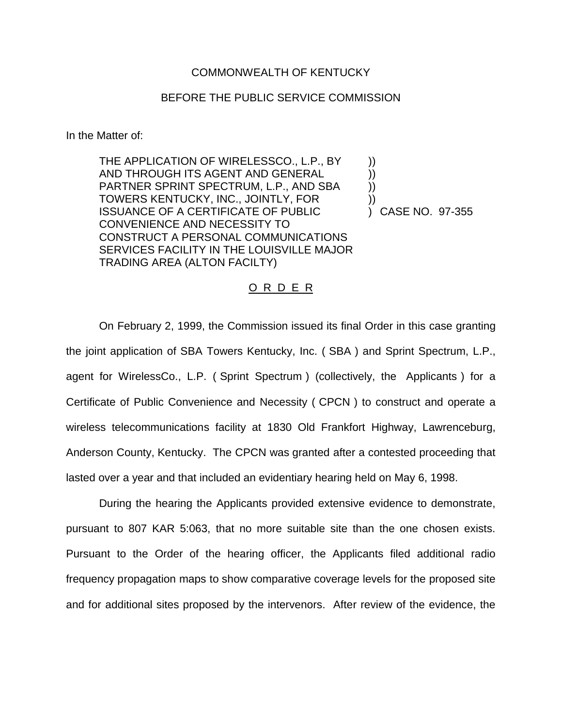COMMONWEALTH OF KENTUCKY

BEFORE THE PUBLIC SERVICE COMMISSION

In the Matter of:

THE APPLICATION OF WIRELESSCO., L.P., BY AND THROUGH ITS AGENT AND GENERAL PARTNER SPRINT SPECTRUM, L.P., AND SBA TOWERS KENTUCKY, INC., JOINTLY, FOR ISSUANCE OF A CERTIFICATE OF PUBLIC CONVENIENCE AND NECESSITY TO CONSTRUCT A PERSONAL COMMUNICATIONS SERVICES FACILITY IN THE LOUISVILLE MAJOR TRADING AREA (ALTON FACILTY)

) CASE NO. 97-355

O R D E R

On February 2, 1999, the Commission issued its final Order in this case granting the joint application of SBA Towers Kentucky, Inc. ( SBA ) and Sprint Spectrum, L.P., agent for WirelessCo., L.P. ( Sprint Spectrum ) (collectively, the Applicants ) for a Certificate of Public Convenience and Necessity ( CPCN ) to construct and operate a wireless telecommunications facility at 1830 Old Frankfort Highway, Lawrenceburg, Anderson County, Kentucky. The CPCN was granted after a contested proceeding that lasted over a year and that included an evidentiary hearing held on May 6, 1998.

During the hearing the Applicants provided extensive evidence to demonstrate, pursuant to 807 KAR 5:063, that no more suitable site than the one chosen exists. Pursuant to the Order of the hearing officer, the Applicants filed additional radio frequency propagation maps to show comparative coverage levels for the proposed site and for additional sites proposed by the intervenors. After review of the evidence, the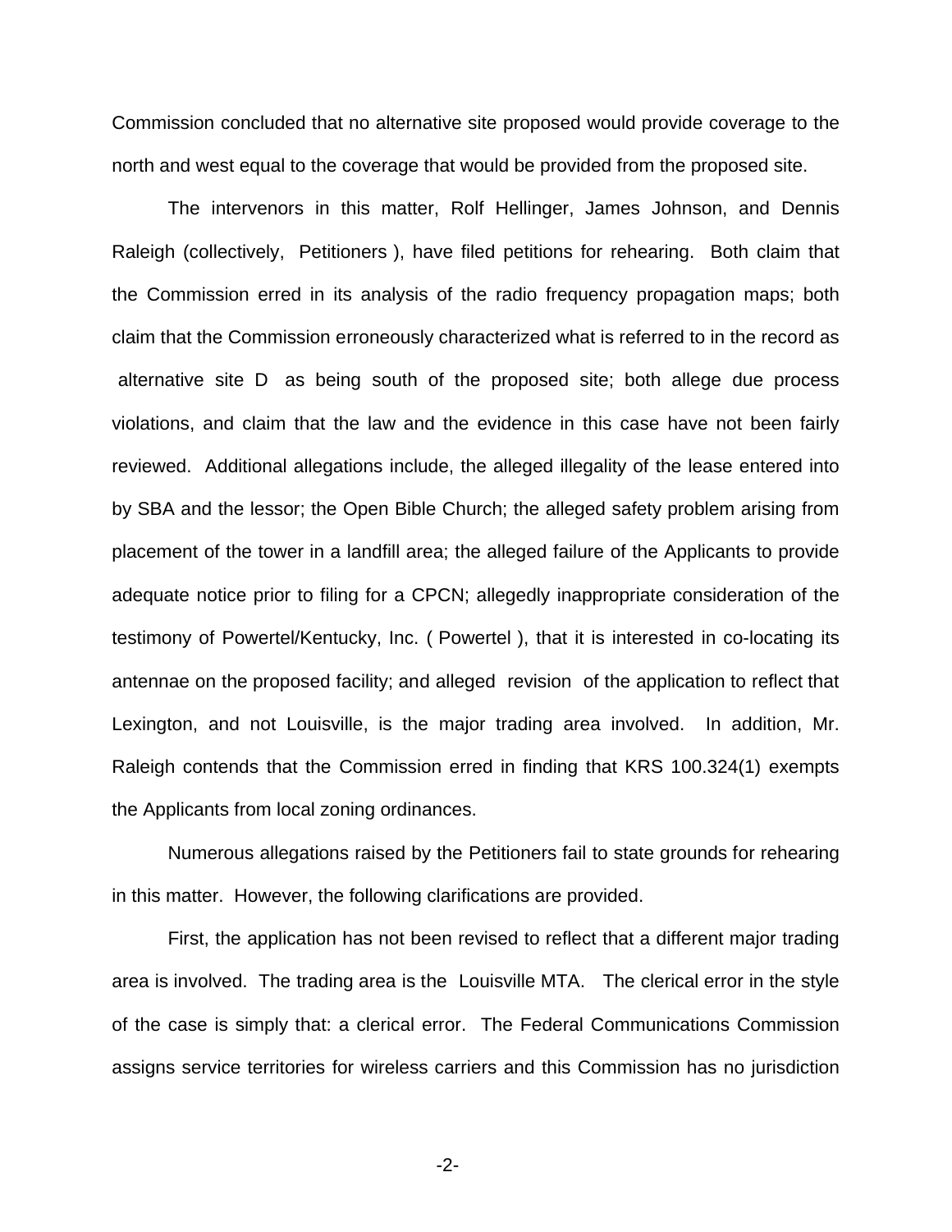Commission concluded that no alternative site proposed would provide coverage to the north and west equal to the coverage that would be provided from the proposed site.

The intervenors in this matter, Rolf Hellinger, James Johnson, and Dennis Raleigh (collectively, Petitioners ), have filed petitions for rehearing. Both claim that the Commission erred in its analysis of the radio frequency propagation maps; both claim that the Commission erroneously characterized what is referred to in the record as alternative site D as being south of the proposed site; both allege due process violations, and claim that the law and the evidence in this case have not been fairly reviewed. Additional allegations include, the alleged illegality of the lease entered into by SBA and the lessor; the Open Bible Church; the alleged safety problem arising from placement of the tower in a landfill area; the alleged failure of the Applicants to provide adequate notice prior to filing for a CPCN; allegedly inappropriate consideration of the testimony of Powertel/Kentucky, Inc. ( Powertel ), that it is interested in co-locating its antennae on the proposed facility; and alleged revision of the application to reflect that Lexington, and not Louisville, is the major trading area involved. In addition, Mr. Raleigh contends that the Commission erred in finding that KRS 100.324(1) exempts the Applicants from local zoning ordinances.

Numerous allegations raised by the Petitioners fail to state grounds for rehearing in this matter. However, the following clarifications are provided.

First, the application has not been revised to reflect that a different major trading area is involved. The trading area is the Louisville MTA. The clerical error in the style of the case is simply that: a clerical error. The Federal Communications Commission assigns service territories for wireless carriers and this Commission has no jurisdiction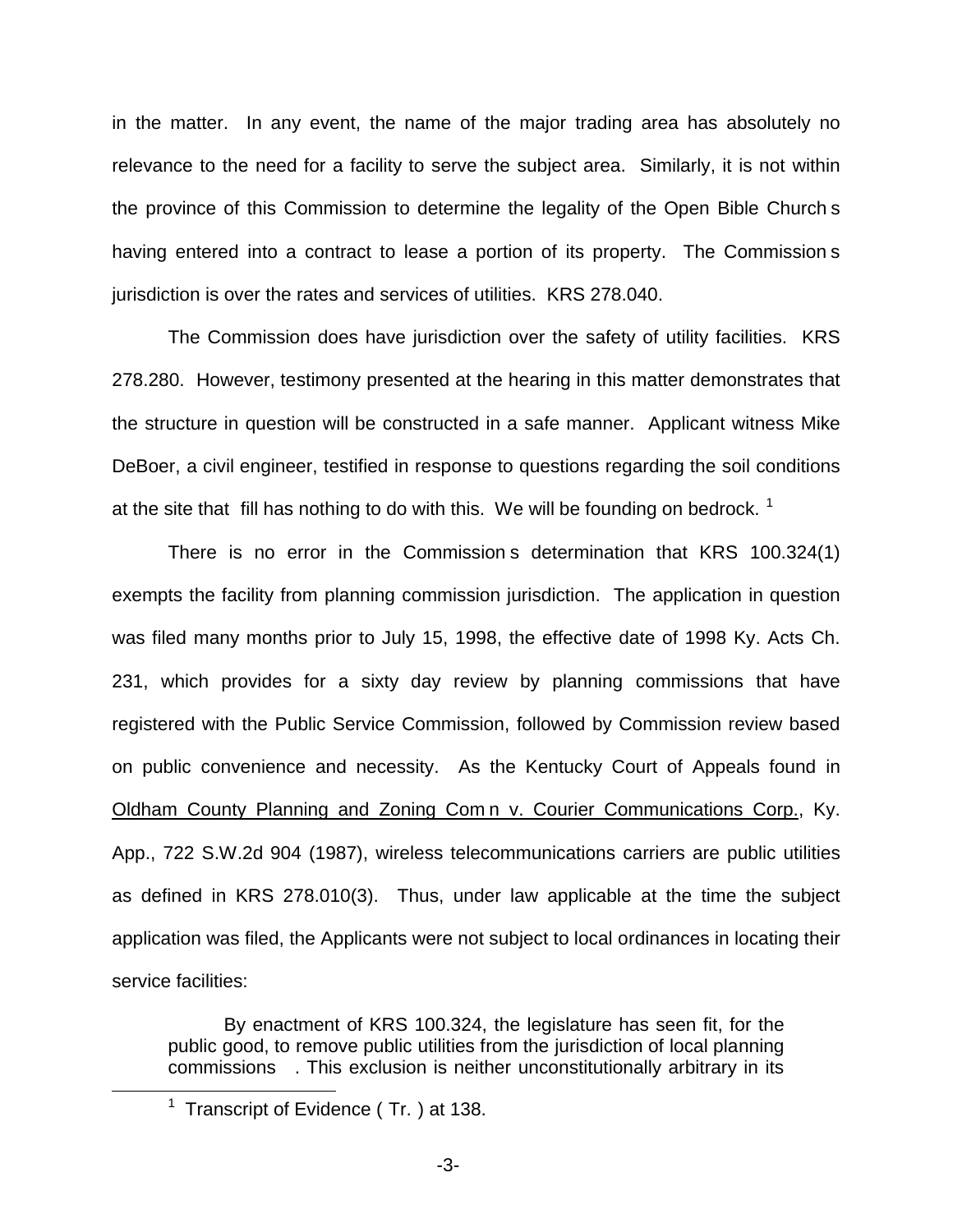in the matter. In any event, the name of the major trading area has absolutely no relevance to the need for a facility to serve the subject area. Similarly, it is not within the province of this Commission to determine the legality of the Open Bible Church s having entered into a contract to lease a portion of its property. The Commission s jurisdiction is over the rates and services of utilities. KRS 278.040.

The Commission does have jurisdiction over the safety of utility facilities. KRS 278.280. However, testimony presented at the hearing in this matter demonstrates that the structure in question will be constructed in a safe manner. Applicant witness Mike DeBoer, a civil engineer, testified in response to questions regarding the soil conditions at the site that fill has nothing to do with this. We will be founding on bedrock. [1]

There is no error in the Commission s determination that KRS 100.324(1) exempts the facility from planning commission jurisdiction. The application in question was filed many months prior to July 15, 1998, the effective date of 1998 Ky. Acts Ch. 231, which provides for a sixty day review by planning commissions that have registered with the Public Service Commission, followed by Commission review based on public convenience and necessity. As the Kentucky Court of Appeals found in Oldham County Planning and Zoning Com n v. Courier Communications Corp., Ky. App., 722 S.W.2d 904 (1987), wireless telecommunications carriers are public utilities as defined in KRS 278.010(3). Thus, under law applicable at the time the subject application was filed, the Applicants were not subject to local ordinances in locating their service facilities:

> By enactment of KRS 100.324, the legislature has seen fit, for the public good, to remove public utilities from the jurisdiction of local planning commissions . This exclusion is neither unconstitutionally arbitrary in its

[1] Transcript of Evidence ( Tr. ) at 138.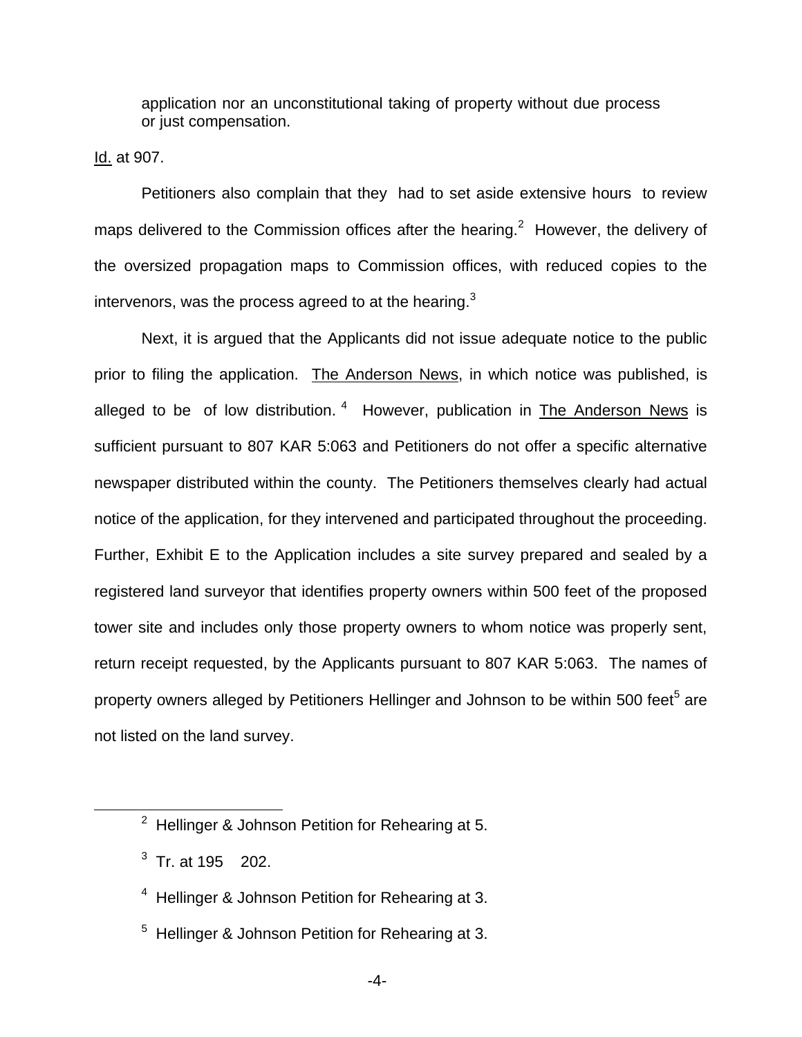> application nor an unconstitutional taking of property without due process or just compensation.

Id. at 907.

Petitioners also complain that they had to set aside extensive hours to review maps delivered to the Commission offices after the hearing.[2] However, the delivery of the oversized propagation maps to Commission offices, with reduced copies to the intervenors, was the process agreed to at the hearing.[3]

Next, it is argued that the Applicants did not issue adequate notice to the public prior to filing the application. The Anderson News, in which notice was published, is alleged to be of low distribution.[4] However, publication in The Anderson News is sufficient pursuant to 807 KAR 5:063 and Petitioners do not offer a specific alternative newspaper distributed within the county. The Petitioners themselves clearly had actual notice of the application, for they intervened and participated throughout the proceeding. Further, Exhibit E to the Application includes a site survey prepared and sealed by a registered land surveyor that identifies property owners within 500 feet of the proposed tower site and includes only those property owners to whom notice was properly sent, return receipt requested, by the Applicants pursuant to 807 KAR 5:063. The names of property owners alleged by Petitioners Hellinger and Johnson to be within 500 feet[5] are not listed on the land survey.

---

[2] Hellinger & Johnson Petition for Rehearing at 5.

[3] Tr. at 195 202.

[4] Hellinger & Johnson Petition for Rehearing at 3.

[5] Hellinger & Johnson Petition for Rehearing at 3.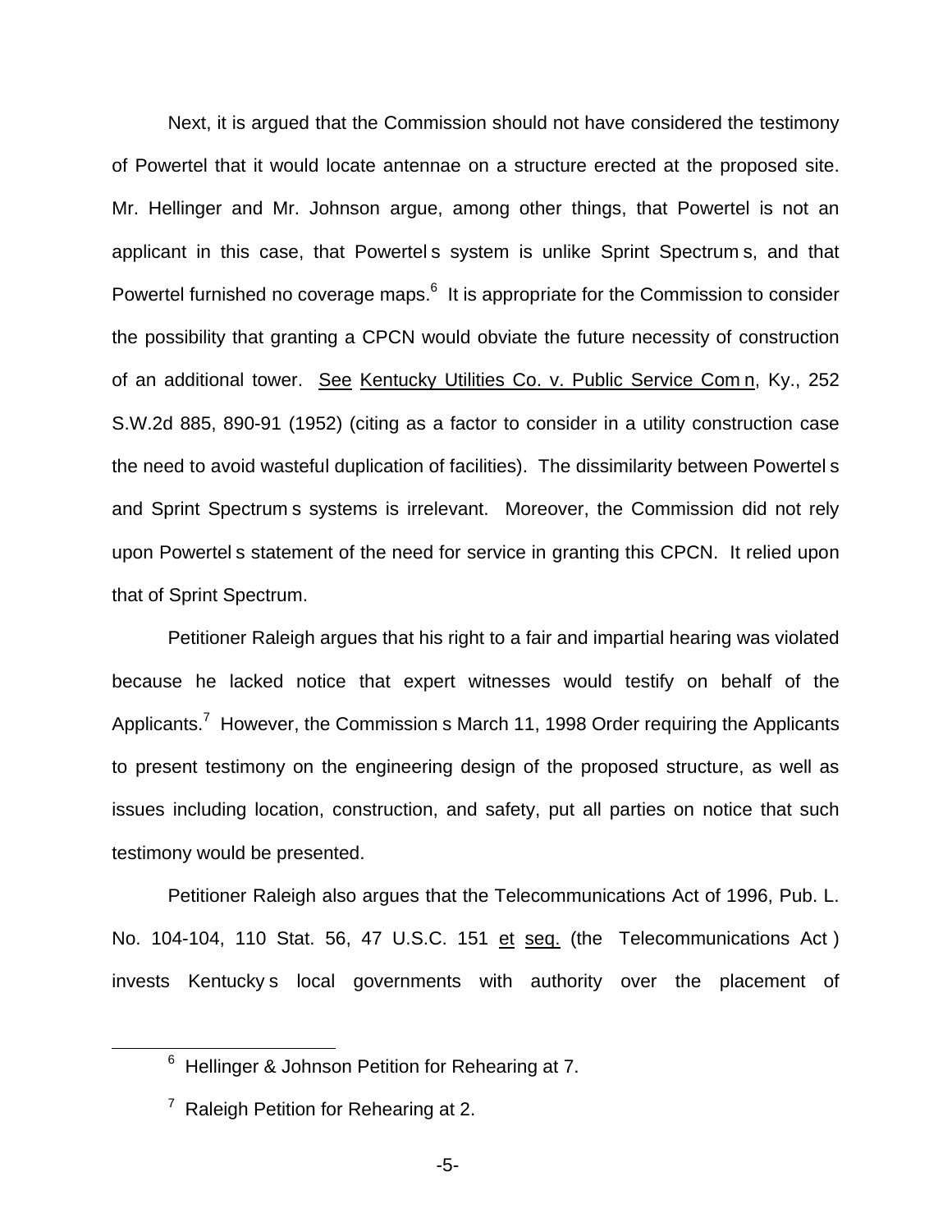Next, it is argued that the Commission should not have considered the testimony of Powertel that it would locate antennae on a structure erected at the proposed site. Mr. Hellinger and Mr. Johnson argue, among other things, that Powertel is not an applicant in this case, that Powertel s system is unlike Sprint Spectrum s, and that Powertel furnished no coverage maps.[6] It is appropriate for the Commission to consider the possibility that granting a CPCN would obviate the future necessity of construction of an additional tower. See Kentucky Utilities Co. v. Public Service Com n, Ky., 252 S.W.2d 885, 890-91 (1952) (citing as a factor to consider in a utility construction case the need to avoid wasteful duplication of facilities). The dissimilarity between Powertel s and Sprint Spectrum s systems is irrelevant. Moreover, the Commission did not rely upon Powertel s statement of the need for service in granting this CPCN. It relied upon that of Sprint Spectrum.

Petitioner Raleigh argues that his right to a fair and impartial hearing was violated because he lacked notice that expert witnesses would testify on behalf of the Applicants.[7] However, the Commission s March 11, 1998 Order requiring the Applicants to present testimony on the engineering design of the proposed structure, as well as issues including location, construction, and safety, put all parties on notice that such testimony would be presented.

Petitioner Raleigh also argues that the Telecommunications Act of 1996, Pub. L. No. 104-104, 110 Stat. 56, 47 U.S.C. 151 et seq. (the Telecommunications Act ) invests Kentucky s local governments with authority over the placement of

[6] Hellinger & Johnson Petition for Rehearing at 7.

[7] Raleigh Petition for Rehearing at 2.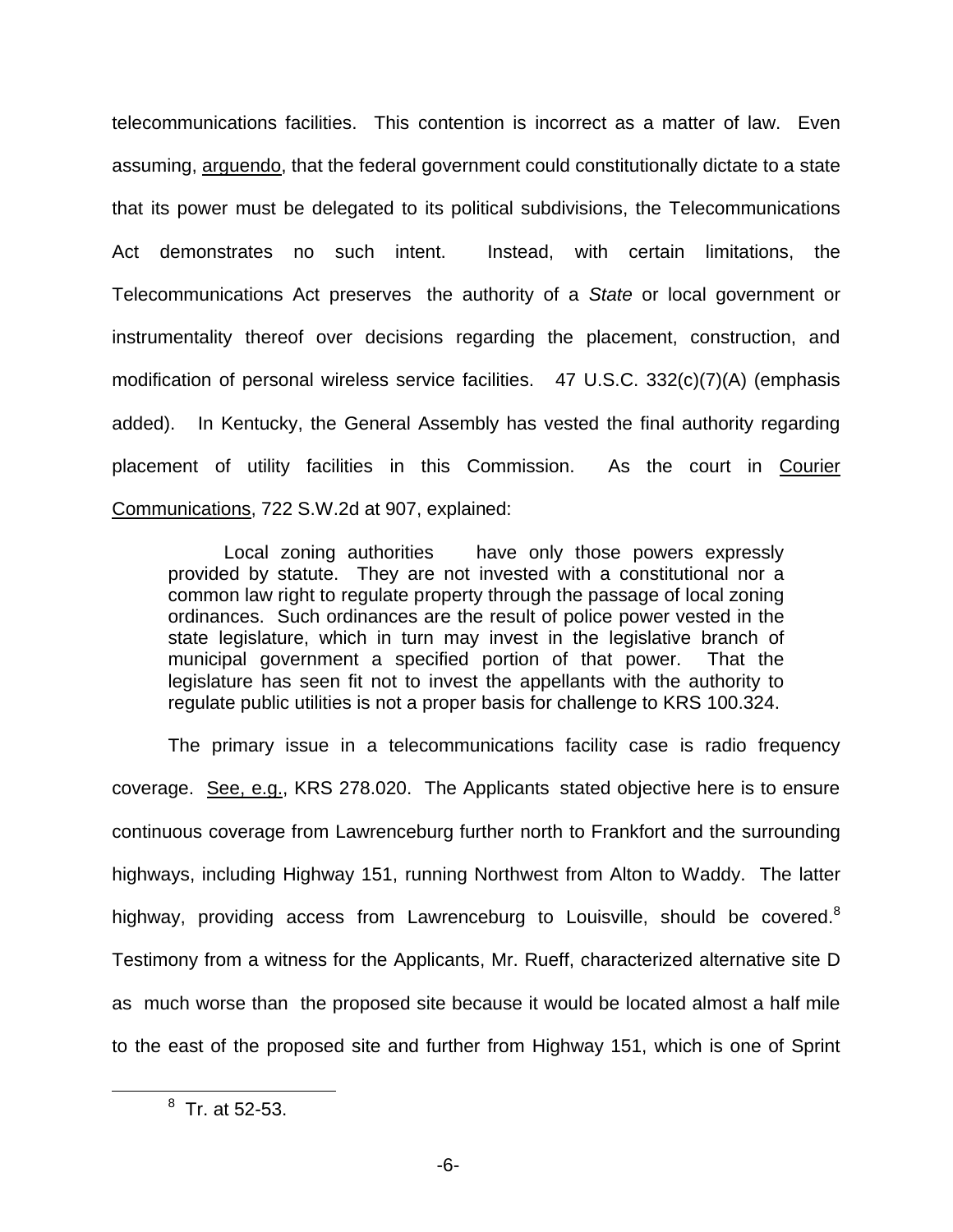telecommunications facilities. This contention is incorrect as a matter of law. Even assuming, arguendo, that the federal government could constitutionally dictate to a state that its power must be delegated to its political subdivisions, the Telecommunications Act demonstrates no such intent. Instead, with certain limitations, the Telecommunications Act preserves the authority of a *State* or local government or instrumentality thereof over decisions regarding the placement, construction, and modification of personal wireless service facilities. 47 U.S.C. 332(c)(7)(A) (emphasis added). In Kentucky, the General Assembly has vested the final authority regarding placement of utility facilities in this Commission. As the court in Courier Communications, 722 S.W.2d at 907, explained:

> Local zoning authorities have only those powers expressly provided by statute. They are not invested with a constitutional nor a common law right to regulate property through the passage of local zoning ordinances. Such ordinances are the result of police power vested in the state legislature, which in turn may invest in the legislative branch of municipal government a specified portion of that power. That the legislature has seen fit not to invest the appellants with the authority to regulate public utilities is not a proper basis for challenge to KRS 100.324.

The primary issue in a telecommunications facility case is radio frequency coverage. See, e.g., KRS 278.020. The Applicants stated objective here is to ensure continuous coverage from Lawrenceburg further north to Frankfort and the surrounding highways, including Highway 151, running Northwest from Alton to Waddy. The latter highway, providing access from Lawrenceburg to Louisville, should be covered.[8] Testimony from a witness for the Applicants, Mr. Rueff, characterized alternative site D as much worse than the proposed site because it would be located almost a half mile to the east of the proposed site and further from Highway 151, which is one of Sprint

[8] Tr. at 52-53.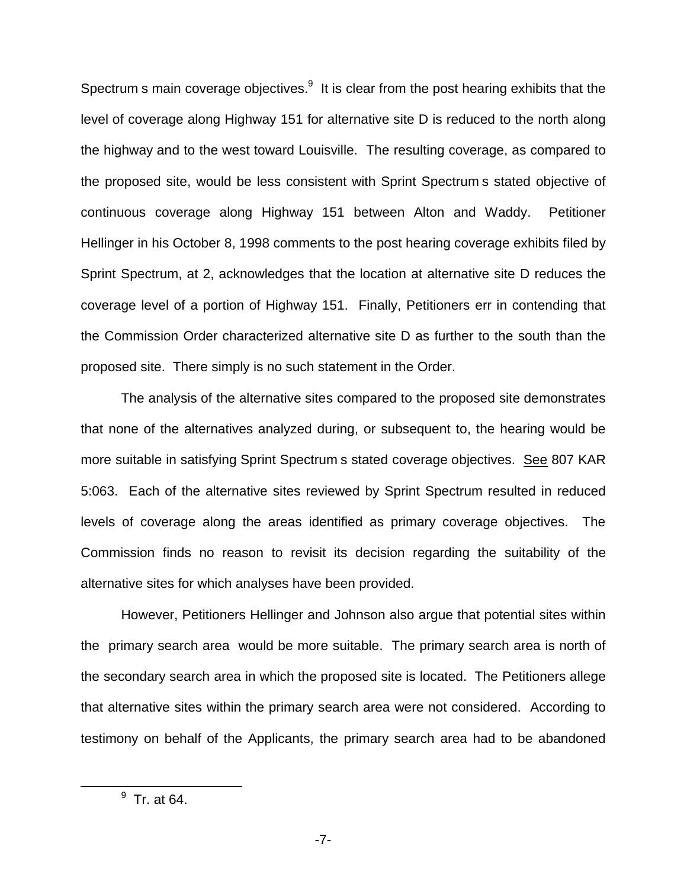Spectrum s main coverage objectives.[9] It is clear from the post hearing exhibits that the level of coverage along Highway 151 for alternative site D is reduced to the north along the highway and to the west toward Louisville. The resulting coverage, as compared to the proposed site, would be less consistent with Sprint Spectrum s stated objective of continuous coverage along Highway 151 between Alton and Waddy. Petitioner Hellinger in his October 8, 1998 comments to the post hearing coverage exhibits filed by Sprint Spectrum, at 2, acknowledges that the location at alternative site D reduces the coverage level of a portion of Highway 151. Finally, Petitioners err in contending that the Commission Order characterized alternative site D as further to the south than the proposed site. There simply is no such statement in the Order.

The analysis of the alternative sites compared to the proposed site demonstrates that none of the alternatives analyzed during, or subsequent to, the hearing would be more suitable in satisfying Sprint Spectrum s stated coverage objectives. See 807 KAR 5:063. Each of the alternative sites reviewed by Sprint Spectrum resulted in reduced levels of coverage along the areas identified as primary coverage objectives. The Commission finds no reason to revisit its decision regarding the suitability of the alternative sites for which analyses have been provided.

However, Petitioners Hellinger and Johnson also argue that potential sites within the primary search area would be more suitable. The primary search area is north of the secondary search area in which the proposed site is located. The Petitioners allege that alternative sites within the primary search area were not considered. According to testimony on behalf of the Applicants, the primary search area had to be abandoned

[9] Tr. at 64.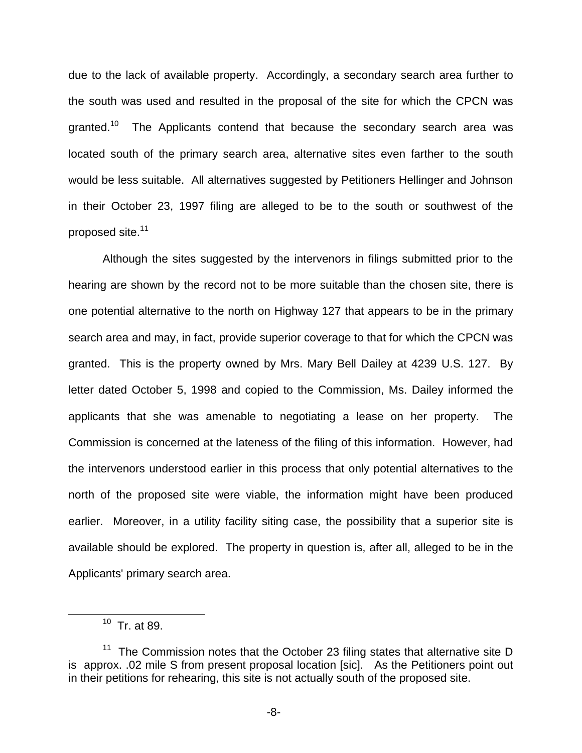due to the lack of available property. Accordingly, a secondary search area further to the south was used and resulted in the proposal of the site for which the CPCN was granted.[10] The Applicants contend that because the secondary search area was located south of the primary search area, alternative sites even farther to the south would be less suitable. All alternatives suggested by Petitioners Hellinger and Johnson in their October 23, 1997 filing are alleged to be to the south or southwest of the proposed site.[11]

Although the sites suggested by the intervenors in filings submitted prior to the hearing are shown by the record not to be more suitable than the chosen site, there is one potential alternative to the north on Highway 127 that appears to be in the primary search area and may, in fact, provide superior coverage to that for which the CPCN was granted. This is the property owned by Mrs. Mary Bell Dailey at 4239 U.S. 127. By letter dated October 5, 1998 and copied to the Commission, Ms. Dailey informed the applicants that she was amenable to negotiating a lease on her property. The Commission is concerned at the lateness of the filing of this information. However, had the intervenors understood earlier in this process that only potential alternatives to the north of the proposed site were viable, the information might have been produced earlier. Moreover, in a utility facility siting case, the possibility that a superior site is available should be explored. The property in question is, after all, alleged to be in the Applicants' primary search area.

---

[10] Tr. at 89.

[11] The Commission notes that the October 23 filing states that alternative site D is approx. .02 mile S from present proposal location [sic]. As the Petitioners point out in their petitions for rehearing, this site is not actually south of the proposed site.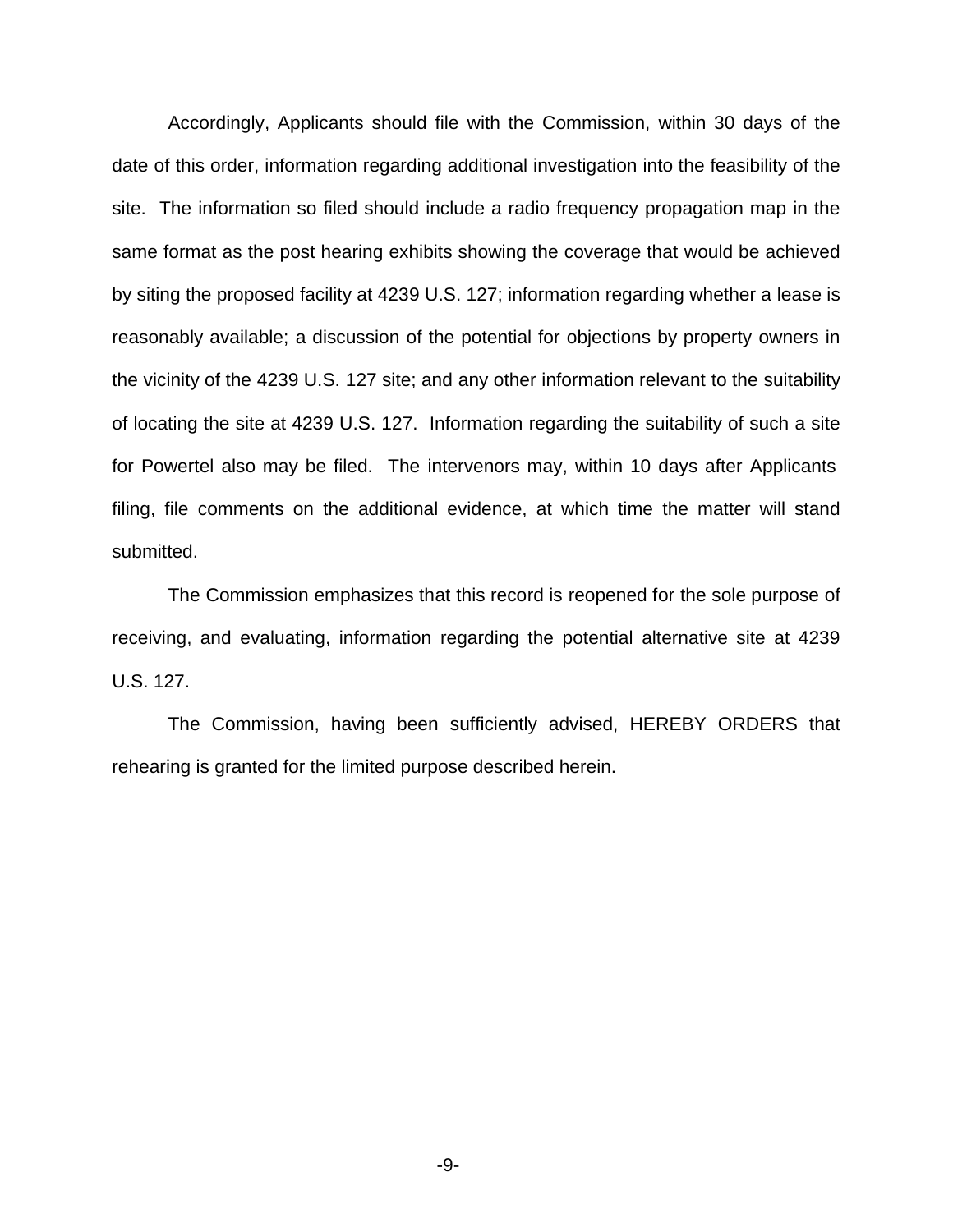Accordingly, Applicants should file with the Commission, within 30 days of the date of this order, information regarding additional investigation into the feasibility of the site. The information so filed should include a radio frequency propagation map in the same format as the post hearing exhibits showing the coverage that would be achieved by siting the proposed facility at 4239 U.S. 127; information regarding whether a lease is reasonably available; a discussion of the potential for objections by property owners in the vicinity of the 4239 U.S. 127 site; and any other information relevant to the suitability of locating the site at 4239 U.S. 127. Information regarding the suitability of such a site for Powertel also may be filed. The intervenors may, within 10 days after Applicants filing, file comments on the additional evidence, at which time the matter will stand submitted.

The Commission emphasizes that this record is reopened for the sole purpose of receiving, and evaluating, information regarding the potential alternative site at 4239 U.S. 127.

The Commission, having been sufficiently advised, HEREBY ORDERS that rehearing is granted for the limited purpose described herein.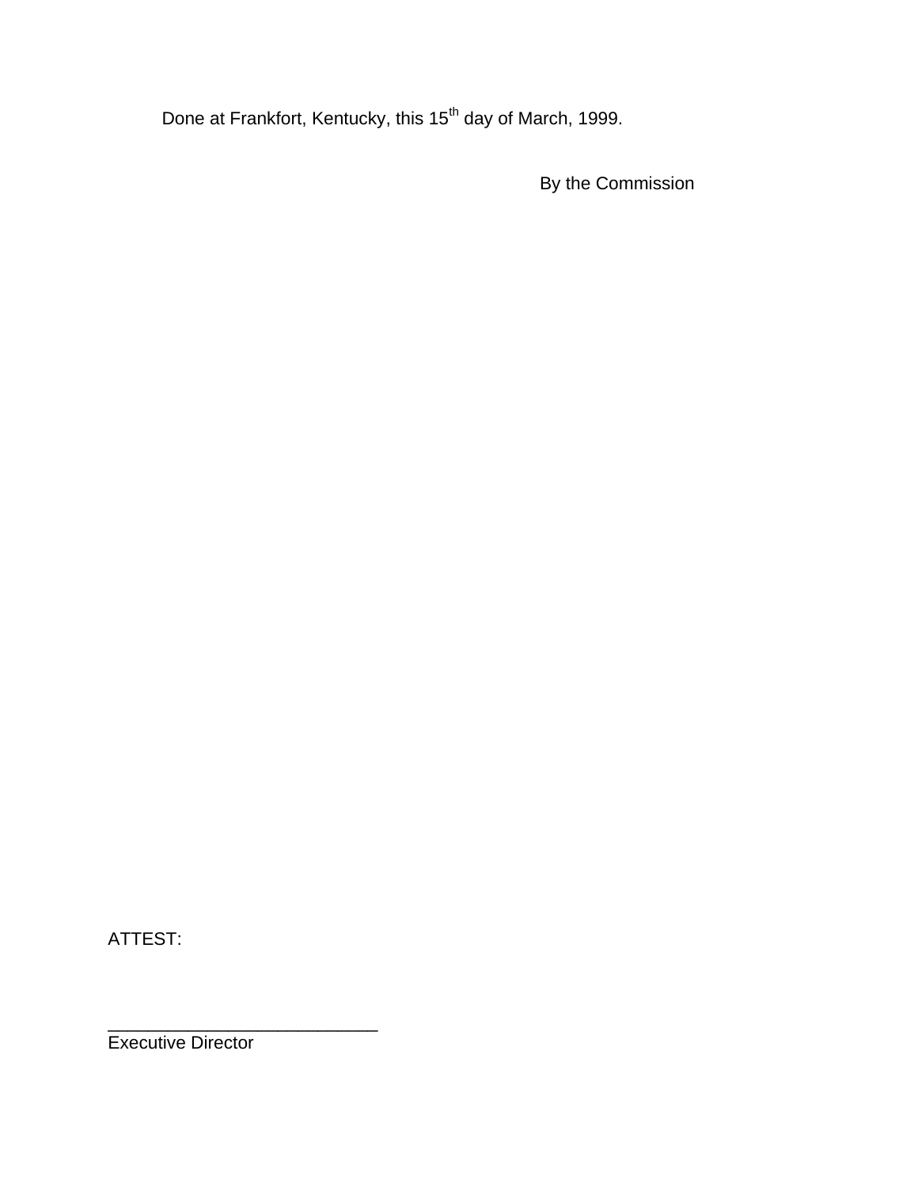Done at Frankfort, Kentucky, this 15th day of March, 1999.

By the Commission

ATTEST:

___________________________

Executive Director